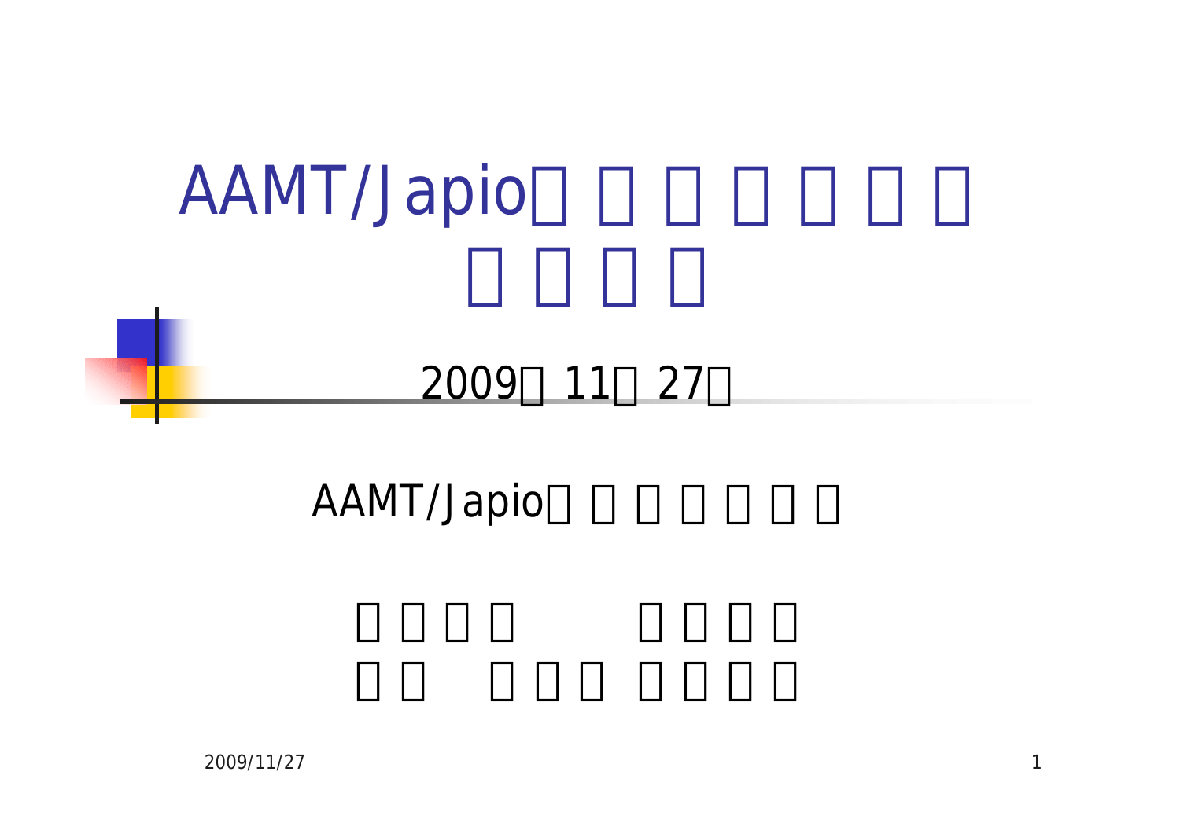# AAMT/Japio□□□□□□□ □□□□

2009□ 11□ 27□

AAMT/Japio□□□□□□

□□□□　　□□□□
□□　□□□　□□□□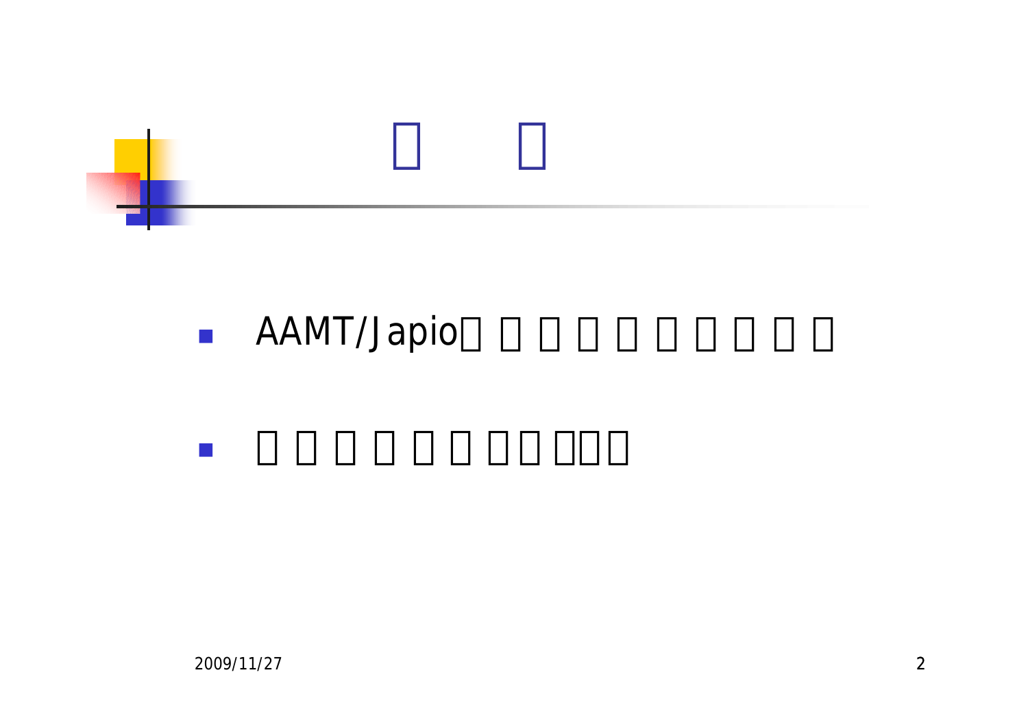- AAMT/Japio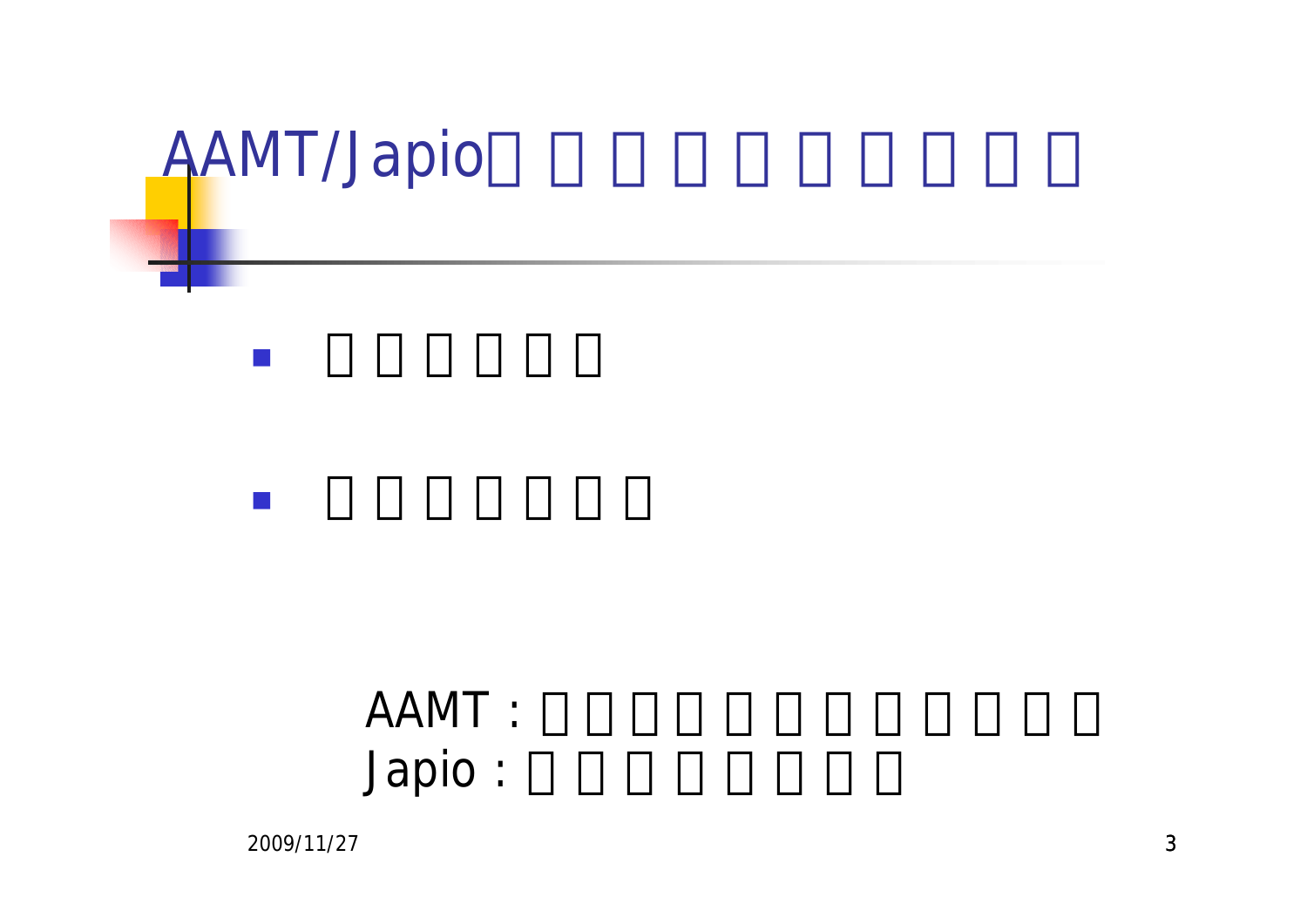# AAMT/Japio□□□□□□□□□□

- □□□□□□
- □□□□□□□

AAMT : □□□□□□□□□□□□
Japio : □□□□□□□□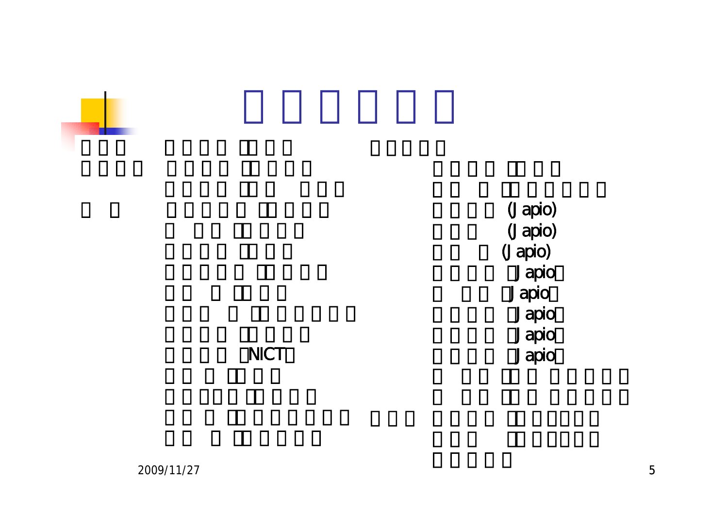(Japio)

(Japio)

(Japio)

（Japio）

（Japio）

（Japio）

（Japio）

（NICT）

（Japio）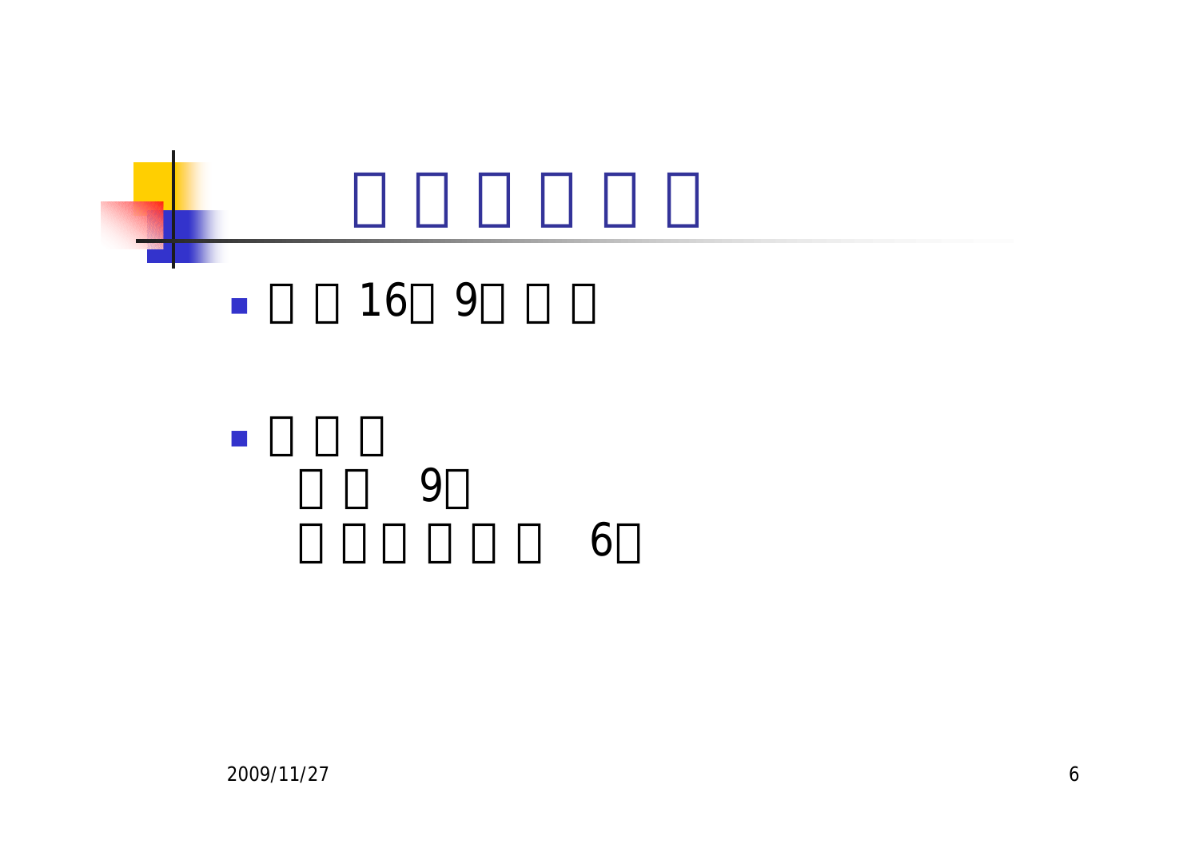# □□□□□□

- □□16□9□□□

- □□□
  □□ 9□
  □□□□□□ 6□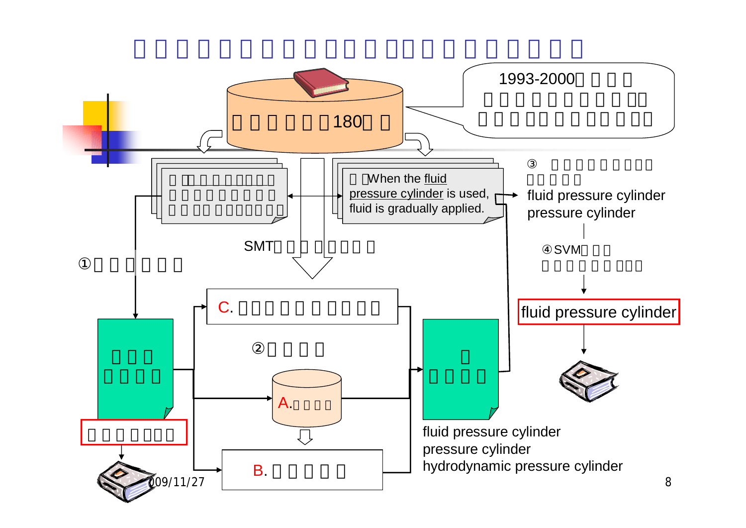# □□□□□□□□□□□□□□□□□□□□□

1993-2000□□□□
□□□□□□□□□□□□
□□□□□□□□□□□

□□□□□□180□□

□□□□□□□□□□□
□□□□□□□□□□
□□□□□□□□□□□

□□When the fluid pressure cylinder is used, fluid is gradually applied.

③ □□□□□□□□□
□□□□□
fluid pressure cylinder
pressure cylinder

④SVM□□□
□□□□□□□□□

**fluid pressure cylinder**

SMT□□□□□□□□

①□□□□□□□

C. □□□□□□□□□□□

②□□□□

□□□
□□□□

A. □□□□

B. □□□□□□

□
□□□□

**□□□□□□□**

fluid pressure cylinder
pressure cylinder
hydrodynamic pressure cylinder

2009/11/27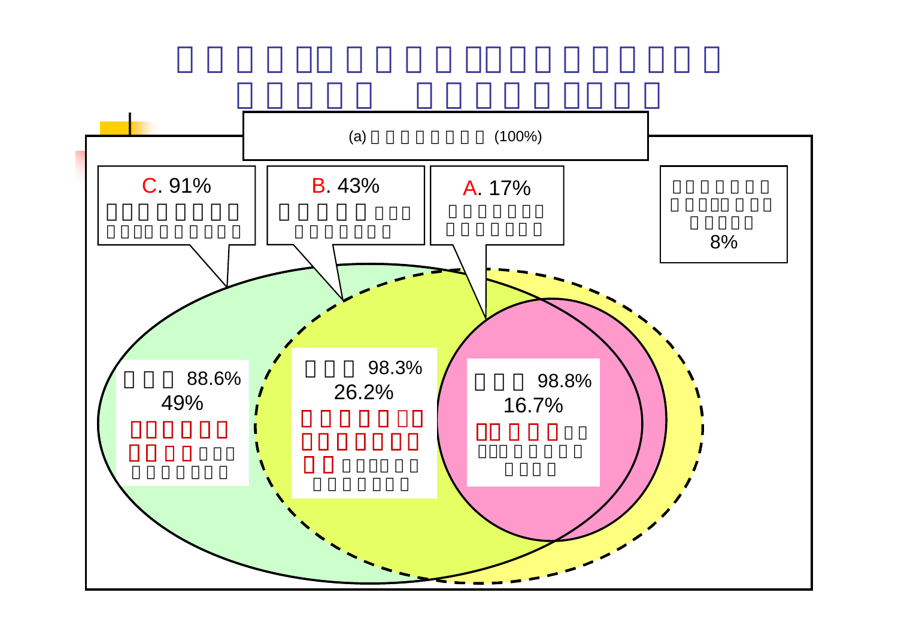(a) (100%)

C. 91%

B. 43%

A. 17%

8%

88.6%
49%

98.3%
26.2%

98.8%
16.7%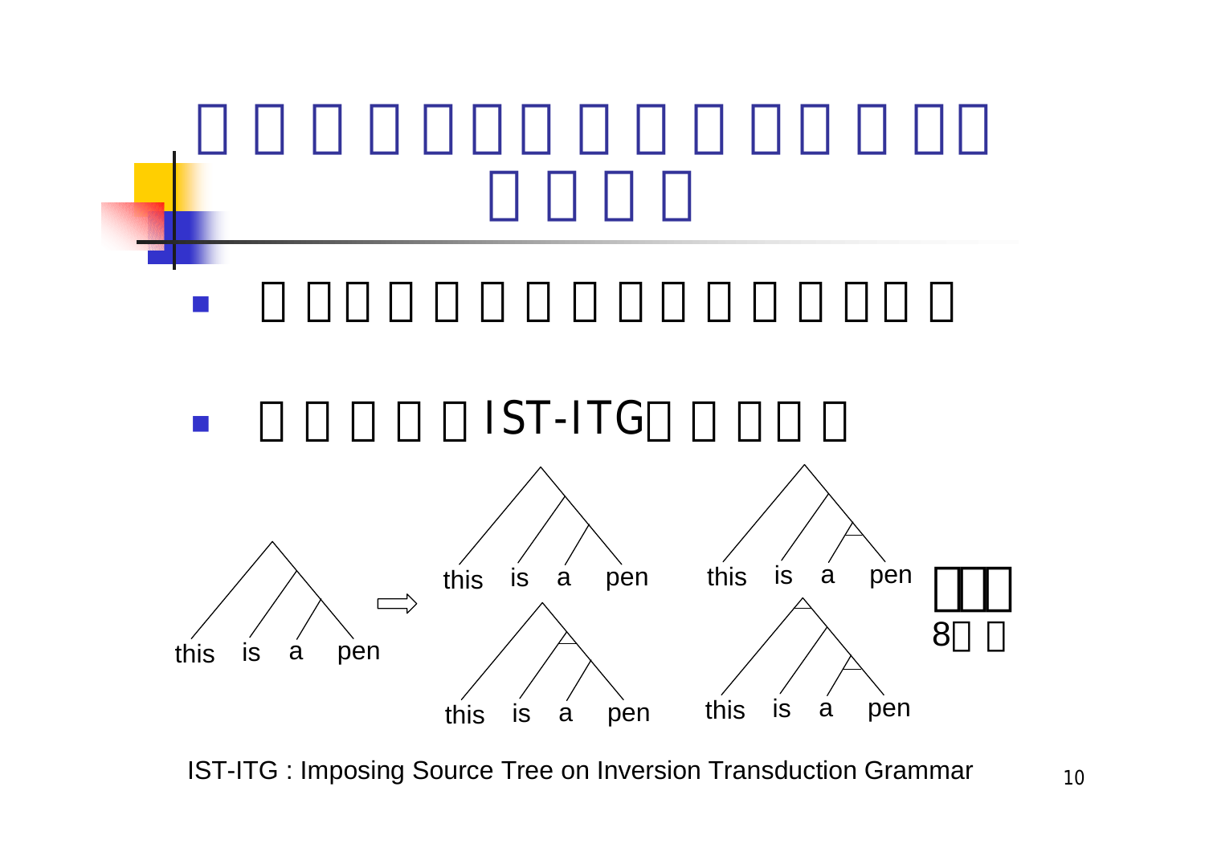- IST-ITG

this is a pen ⇒ this is a pen / this is a pen / this is a pen / this is a pen

8

IST-ITG : Imposing Source Tree on Inversion Transduction Grammar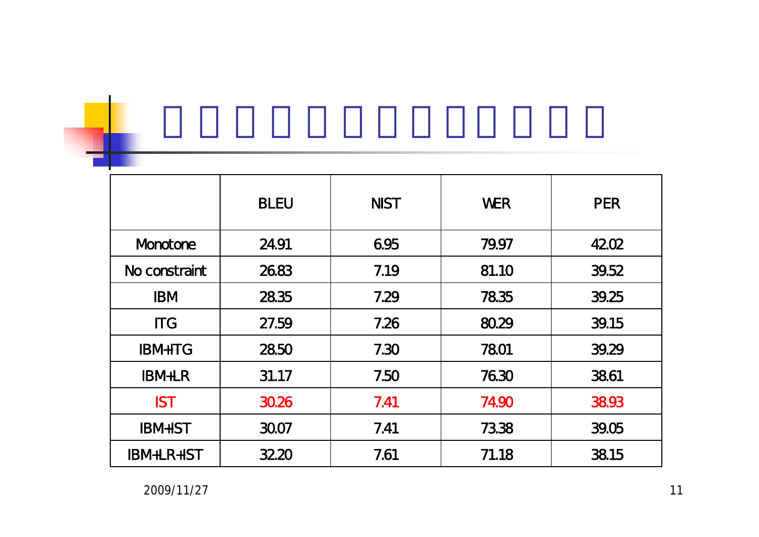| | BLEU | NIST | WER | PER |
|---|---|---|---|---|
| Monotone | 24.91 | 6.95 | 79.97 | 42.02 |
| No constraint | 26.83 | 7.19 | 81.10 | 39.52 |
| IBM | 28.35 | 7.29 | 78.35 | 39.25 |
| ITG | 27.59 | 7.26 | 80.29 | 39.15 |
| IBM+ITG | 28.50 | 7.30 | 78.01 | 39.29 |
| IBM+LR | 31.17 | 7.50 | 76.30 | 38.61 |
| IST | 30.26 | 7.41 | 74.90 | 38.93 |
| IBM+IST | 30.07 | 7.41 | 73.38 | 39.05 |
| IBM+LR+IST | 32.20 | 7.61 | 71.18 | 38.15 |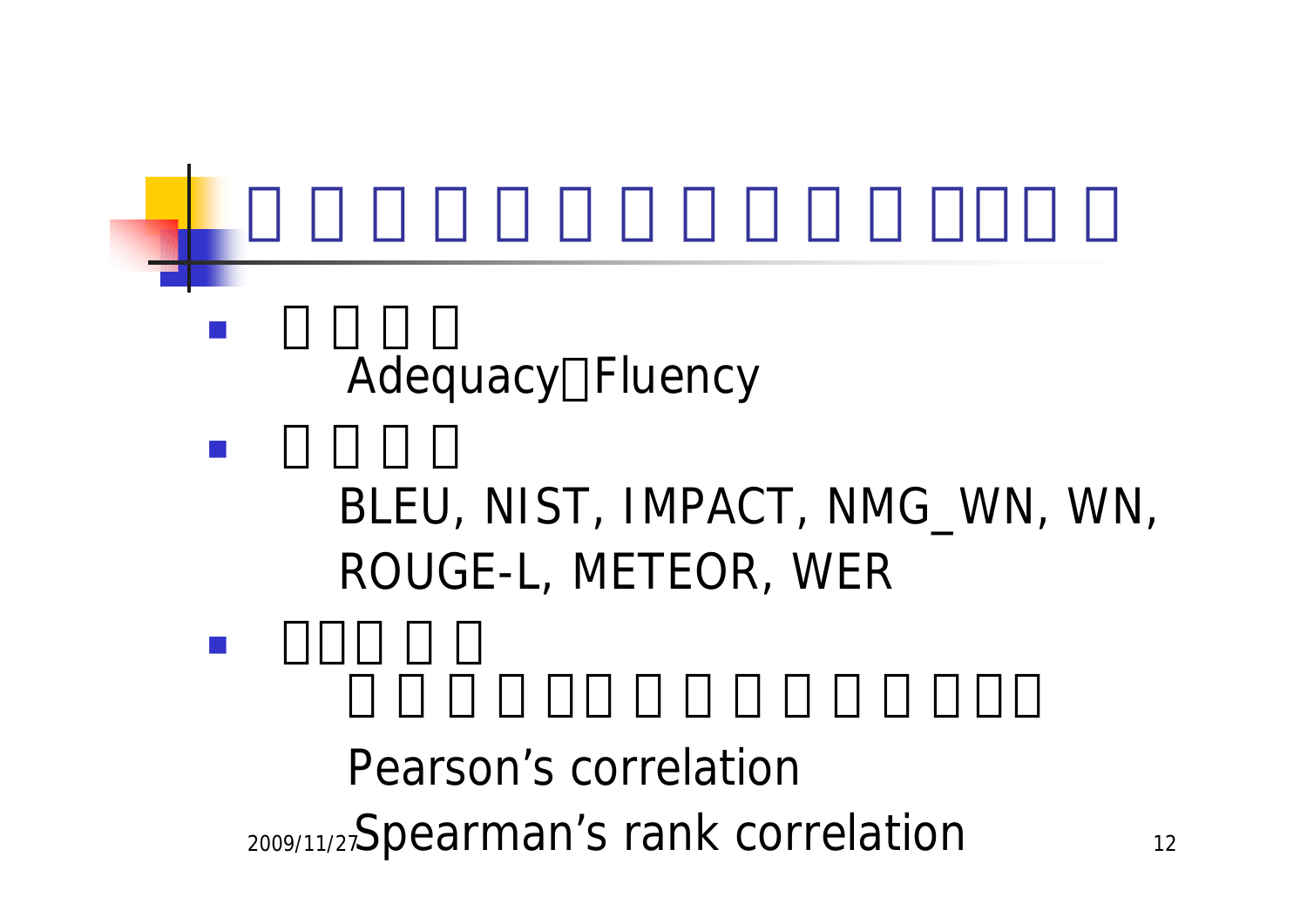# □□□□□□□□□□□□□□□

- □□□□
  Adequacy□Fluency
- □□□□
  BLEU, NIST, IMPACT, NMG_WN, WN, ROUGE-L, METEOR, WER
- □□□□□
  □□□□□□□□□□□□□□□□
  Pearson’s correlation
  Spearman’s rank correlation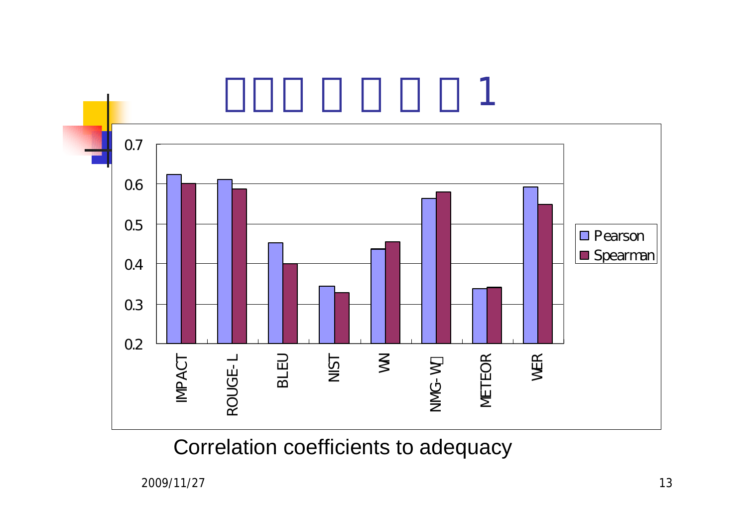# □□□ □ □ □ □ 1

Correlation coefficients to adequacy

| | Pearson | Spearman |
|---|---|---|
| IMPACT | 0.62 | 0.60 |
| ROUGE-L | 0.61 | 0.59 |
| BLEU | 0.45 | 0.40 |
| NIST | 0.34 | 0.33 |
| WN | 0.44 | 0.45 |
| NMG-W□ | 0.56 | 0.58 |
| METEOR | 0.34 | 0.34 |
| WER | 0.59 | 0.55 |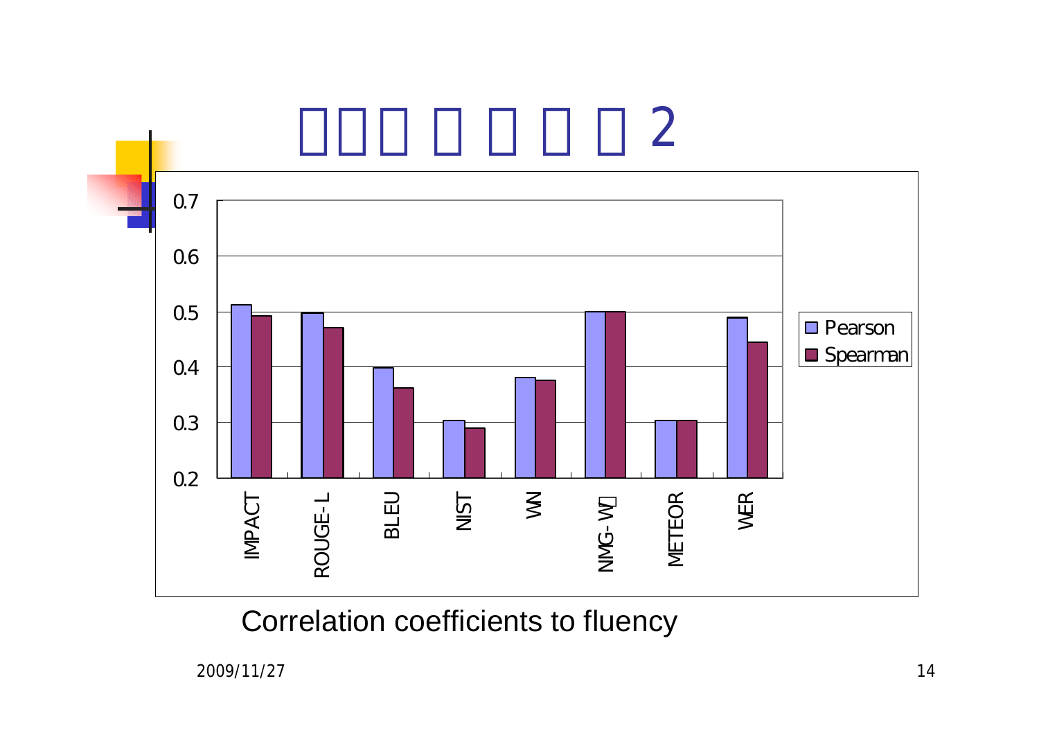# □□□ □ □ □ □ 2

| Metric | Pearson | Spearman |
| --- | --- | --- |
| IMPACT | ~0.51 | ~0.49 |
| ROUGE-L | ~0.50 | ~0.47 |
| BLEU | ~0.40 | ~0.36 |
| NIST | ~0.30 | ~0.29 |
| WN | ~0.38 | ~0.38 |
| NMG-W | ~0.50 | ~0.50 |
| METEOR | ~0.30 | ~0.30 |
| WER | ~0.49 | ~0.45 |

Correlation coefficients to fluency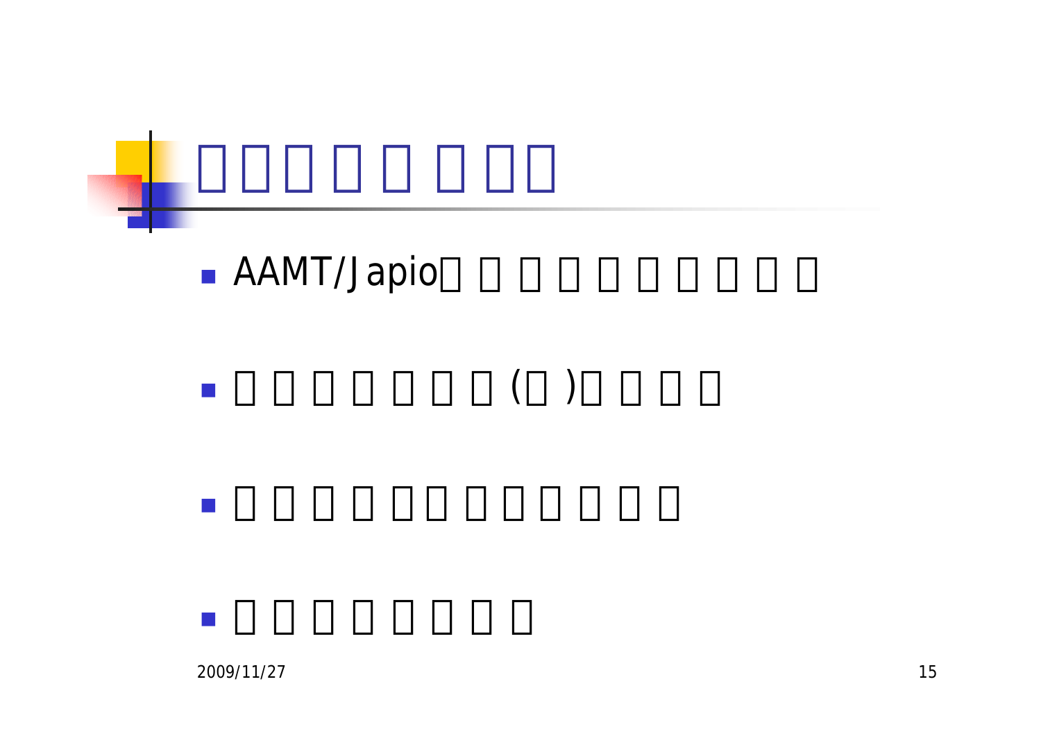# □□□□□□□

- AAMT/Japio□□□□□□□□□□
- □□□□□□□(□)□□□□
- □□□□□□□□□□□
- □□□□□□□□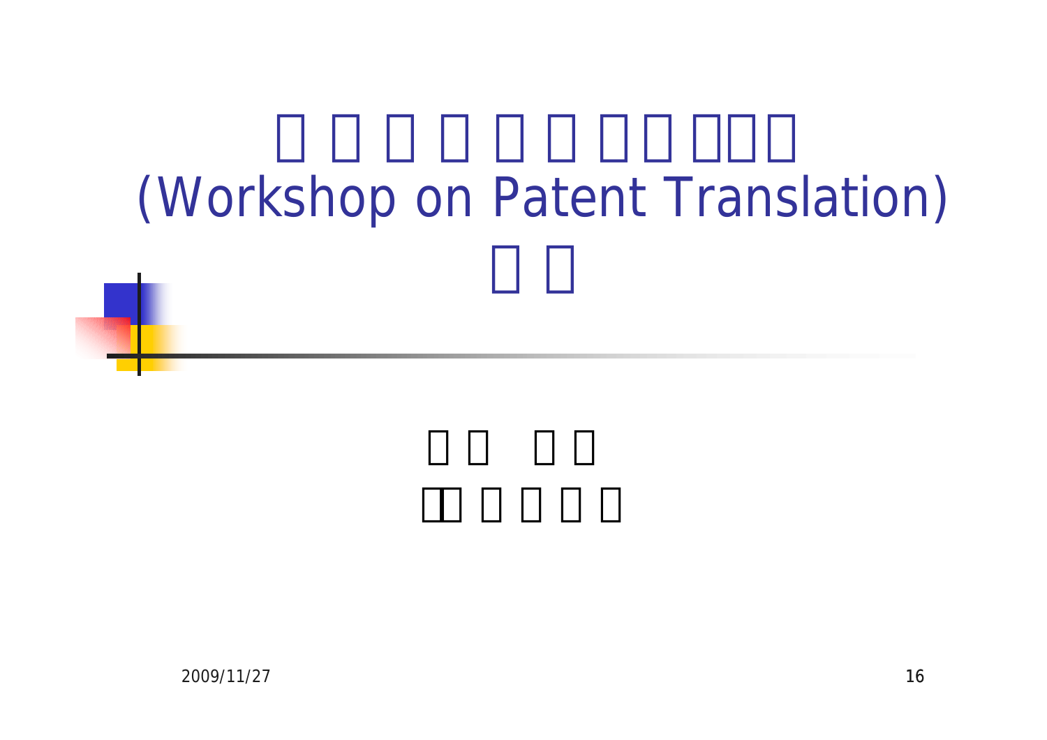# (Workshop on Patent Translation)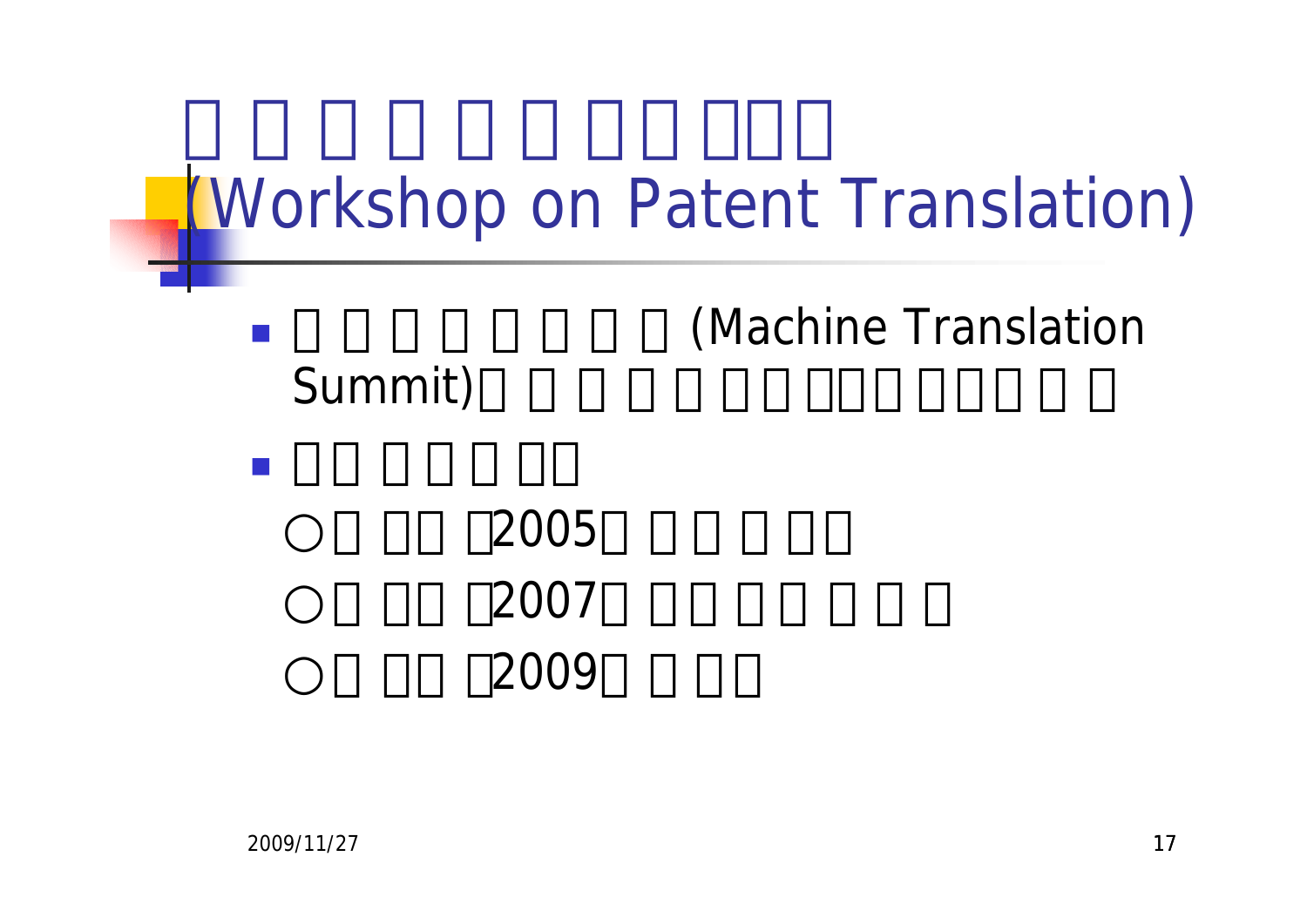# (Workshop on Patent Translation)

- (Machine Translation Summit)
- 
  - ○ 2005
  - ○ 2007
  - ○ 2009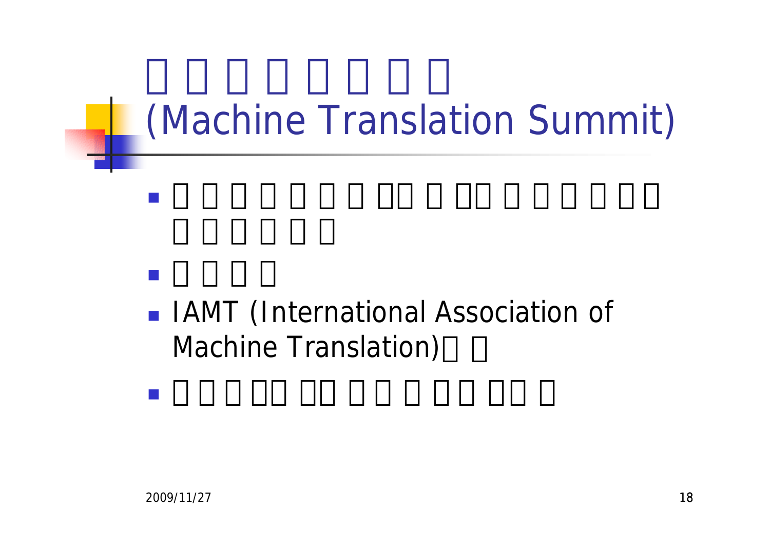# (Machine Translation Summit)

- IAMT (International Association of Machine Translation)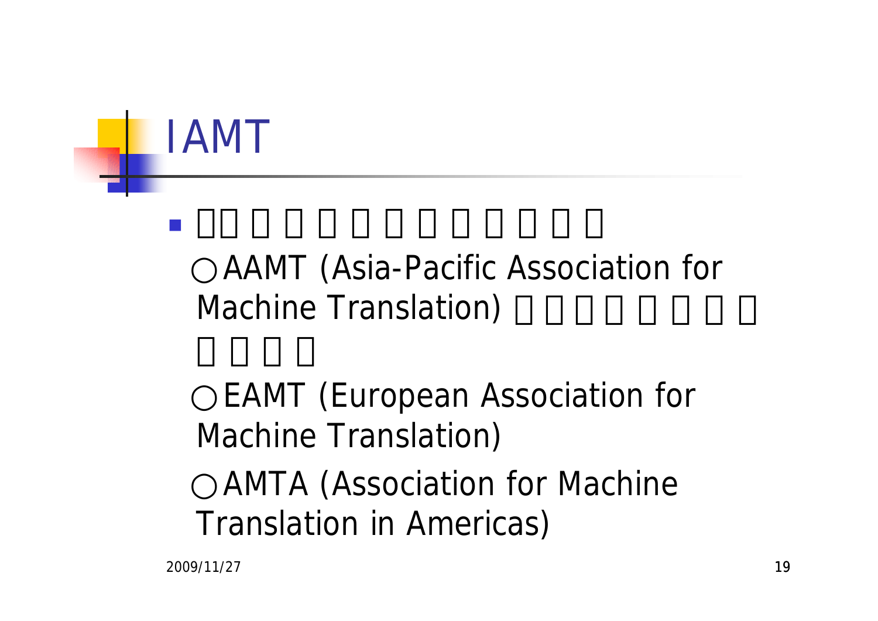# IAMT

- ○AAMT (Asia-Pacific Association for Machine Translation)

  ○EAMT (European Association for Machine Translation)

  ○AMTA (Association for Machine Translation in Americas)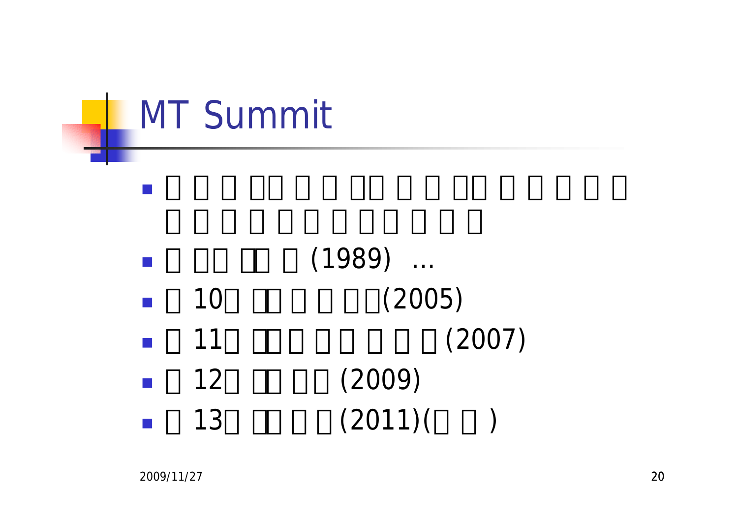# MT Summit

- □ □ □ □□ □ □ □□ □ □ □□ □ □ □ □ □ □ □ □ □ □ □ □ □ □ □ □ □
- □ □□ □□ □ (1989) ...
- □ 10□ □□ □ □ □□(2005)
- □ 11□ □□ □ □ □ □ □ □(2007)
- □ 12□ □□ □□ (2009)
- □ 13□ □□ □ □ (2011)(□ □ )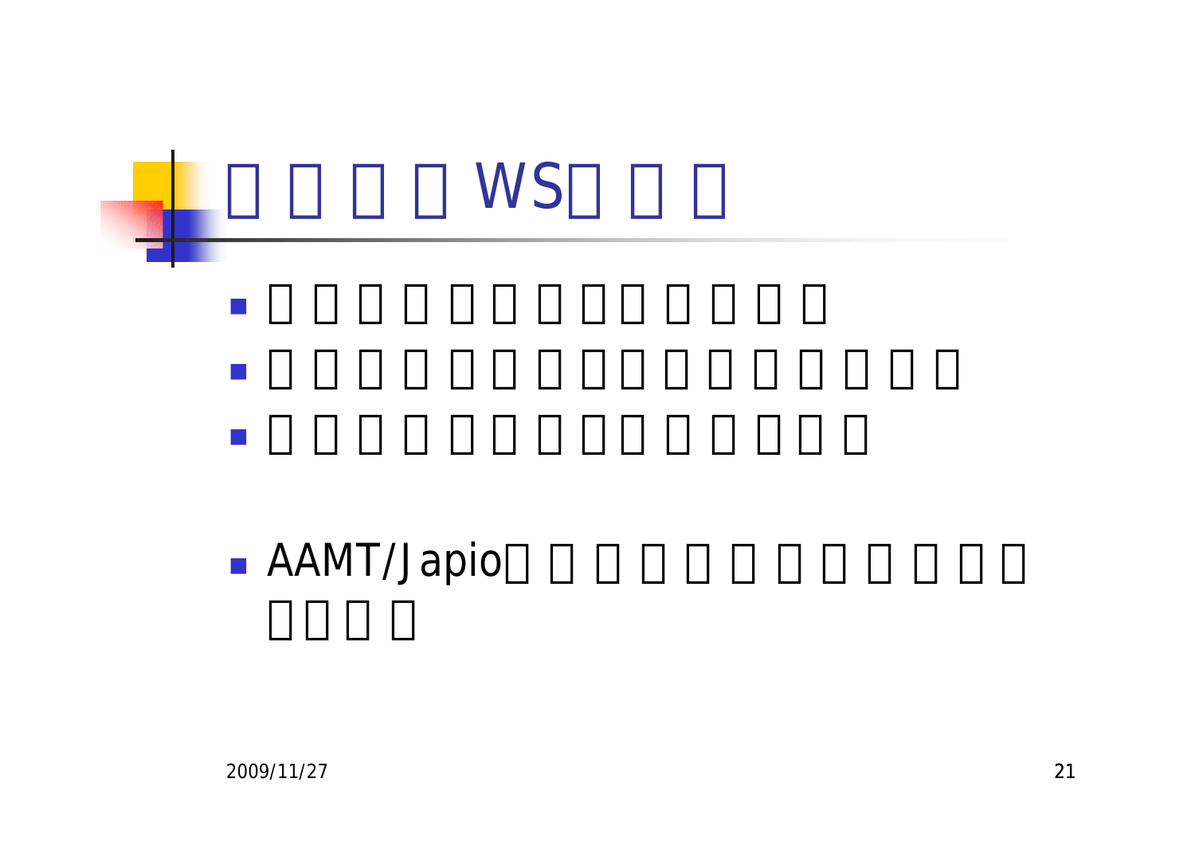# □□□□WS□□□

- □□□□□□□□□□□□□
- □□□□□□□□□□□□□□□□
- □□□□□□□□□□□□□□

- AAMT/Japio□□□□□□□□□□□□□□□□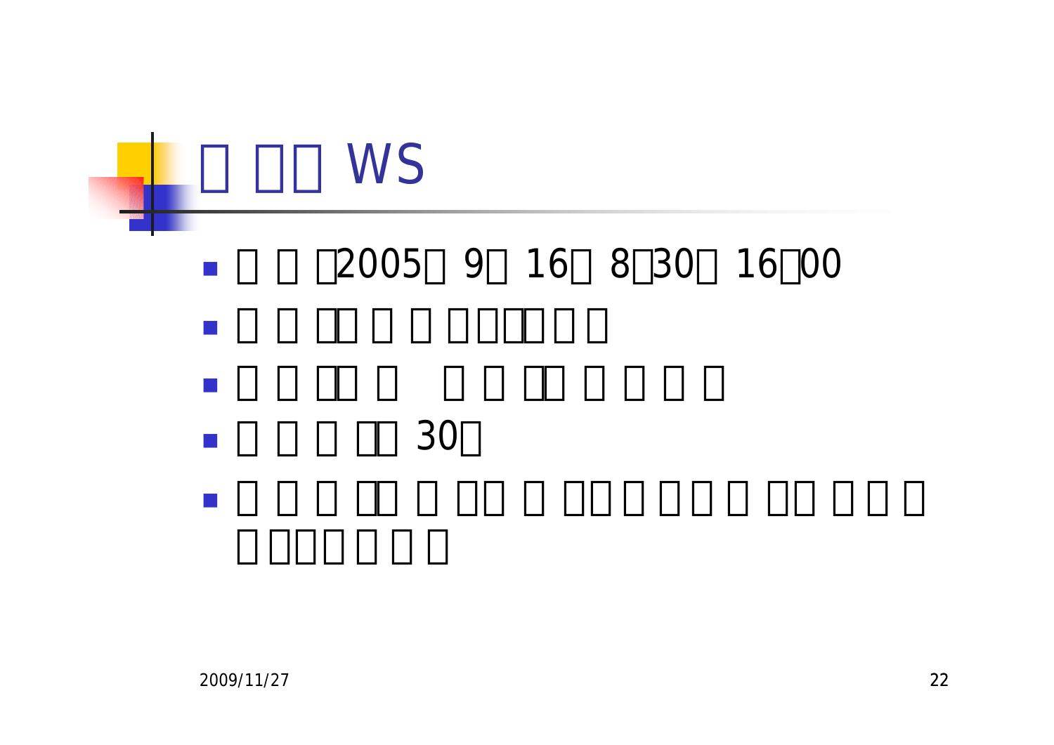# □ □□ WS

- □ □ □2005□ 9□ 16□ 8□30□ 16□00
- □ □ □□ □ □ □□□□ □ □
- □ □ □□ □ □ □ □□ □ □ □ □
- □ □ □ □□ 30□
- □ □ □ □□ □ □□ □ □□ □ □ □ □ □□ □ □ □ □ □□□ □ □ □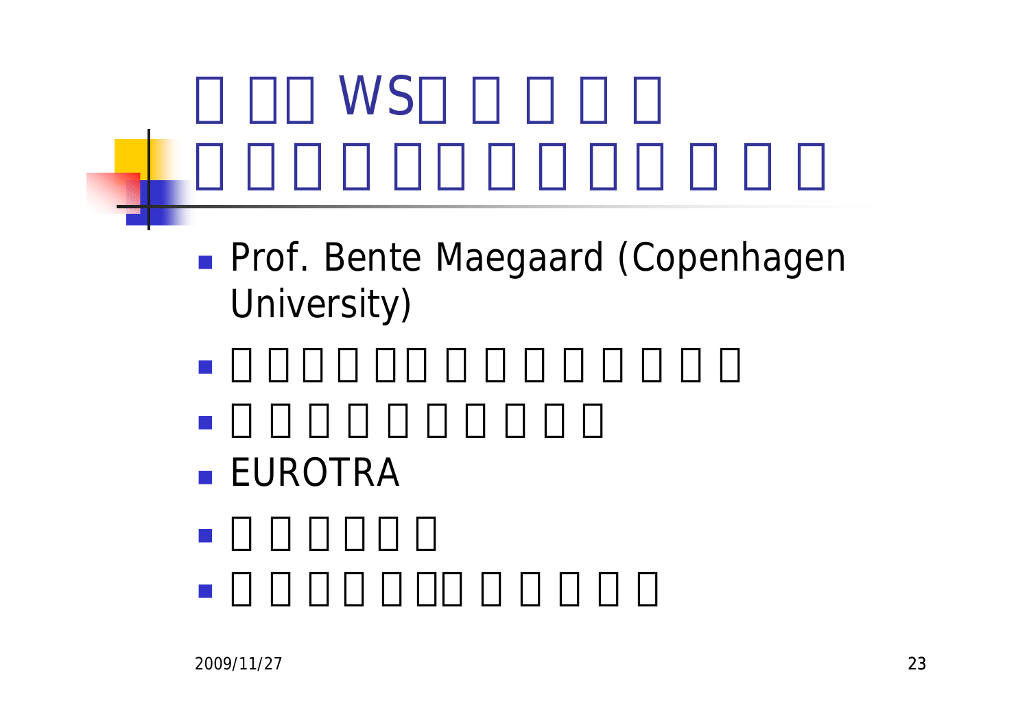# □ □□ WS□ □ □ □ □
# □ □ □ □ □□ □ □ □ □□ □ □ □

- Prof. Bente Maegaard (Copenhagen University)
- □ □ □ □ □□ □ □ □ □ □ □ □
- □ □ □ □ □ □ □ □ □ □
- EUROTRA
- □ □ □□ □ □
- □ □ □ □ □□□ □ □ □ □ □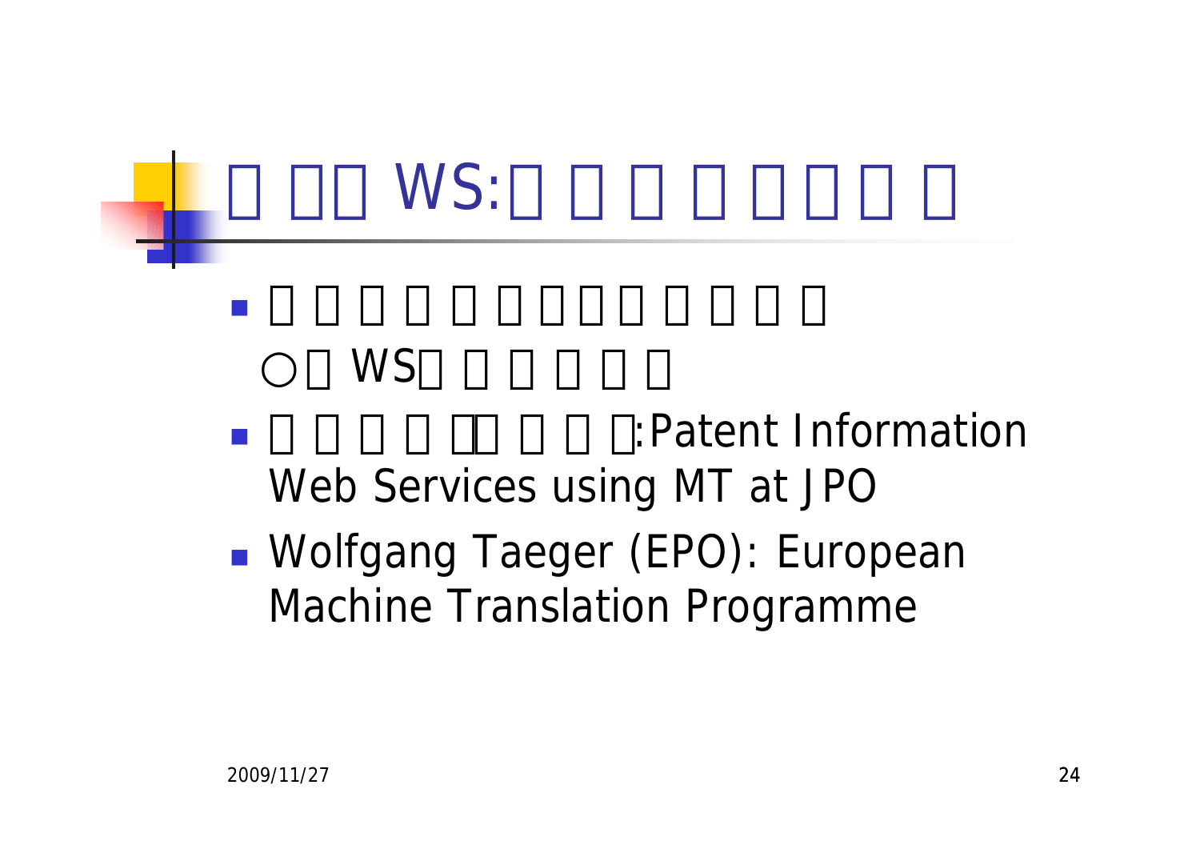# □ □□ WS:□ □ □ □ □□ □ □

- □ □ □ □ □ □□□ □ □ □
  ○ □ WS□ □ □ □ □ □
- □ □ □ □ □□ □ □ □:Patent Information Web Services using MT at JPO
- Wolfgang Taeger (EPO): European Machine Translation Programme

2009/11/27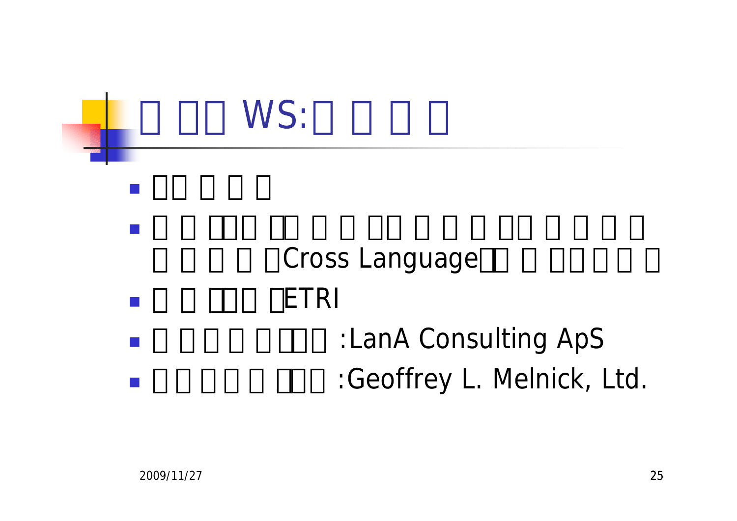# WS:

- Cross Language
- ETRI
- :LanA Consulting ApS
- :Geoffrey L. Melnick, Ltd.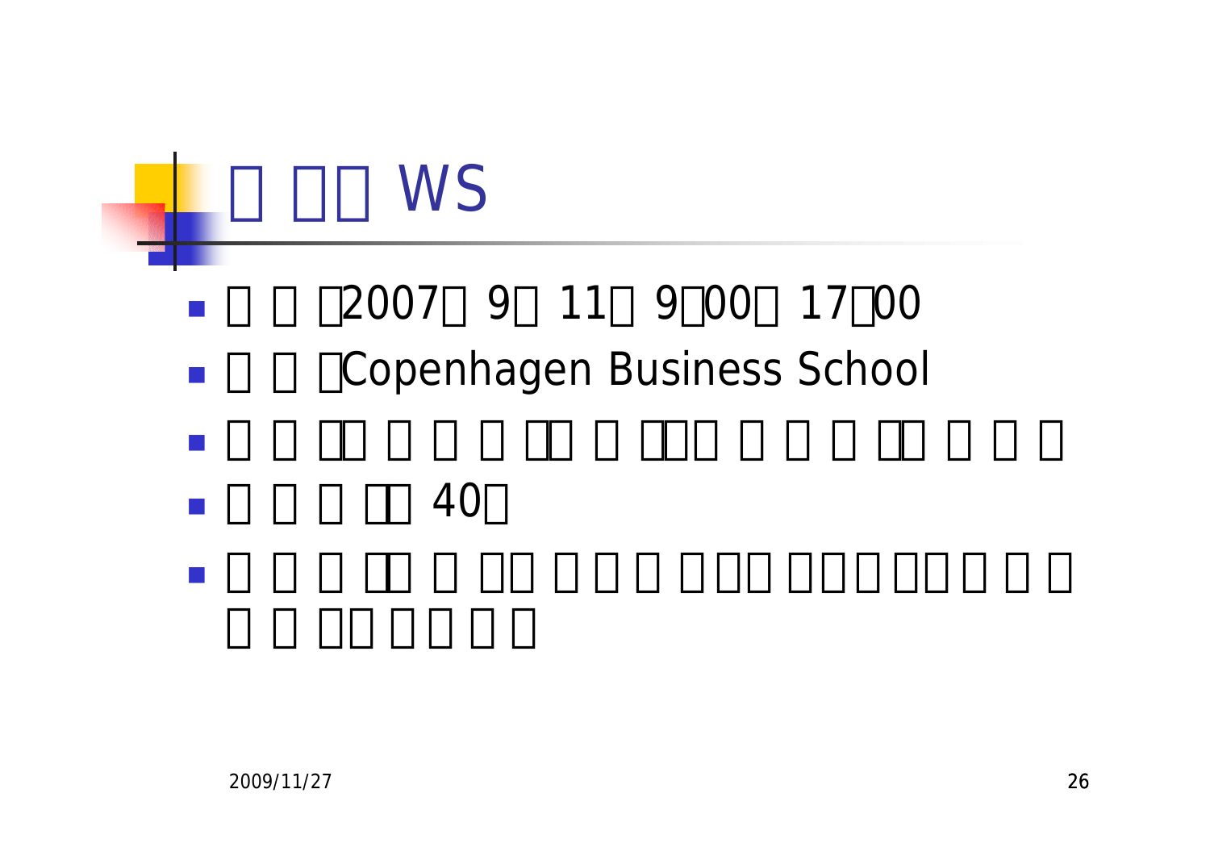# □ □□ WS

- □ □ □2007□ 9□ 11□ 9□00□ 17□00
- □ □ □Copenhagen Business School
- □ □ □□ □ □ □ □□ □ □□□ □ □ □ □□ □ □ □
- □ □ □ □□ 40□
- □ □ □ □□ □ □□ □ □ □ □□□ □□□ □□ □ □ □ □ □□□ □ □ □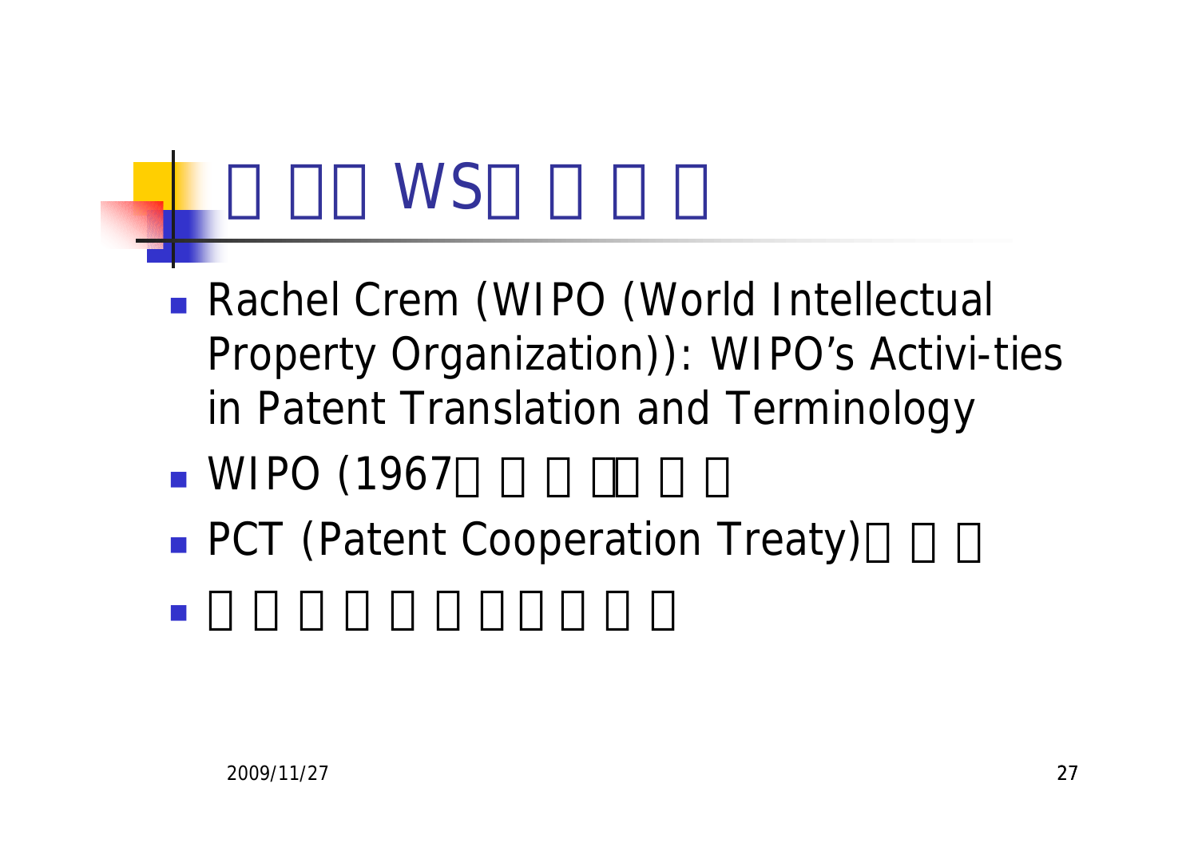# □ □□ WS□ □ □ □

- Rachel Crem (WIPO (World Intellectual Property Organization)): WIPO's Activi-ties in Patent Translation and Terminology
- WIPO (1967□ □ □ □□ □ □
- PCT (Patent Cooperation Treaty)□ □ □
- □ □ □ □ □ □ □□□ □ □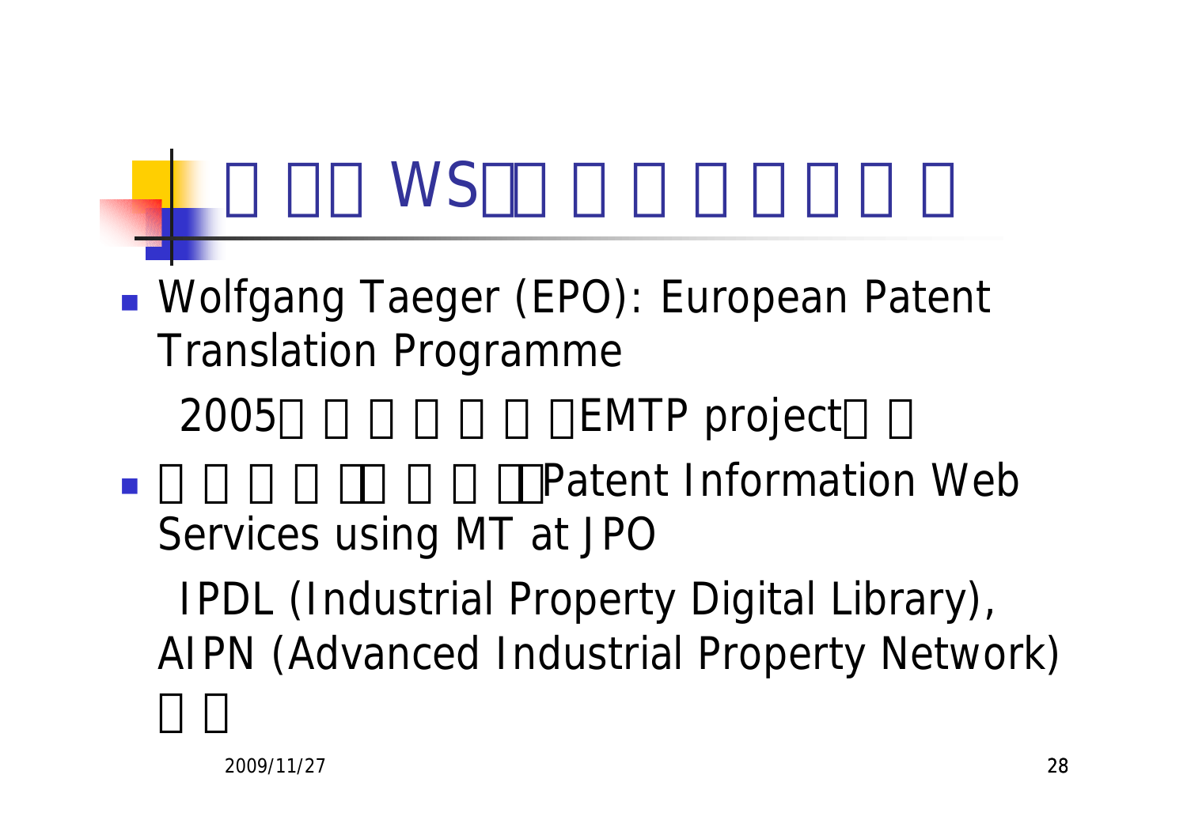# WS

- Wolfgang Taeger (EPO): European Patent Translation Programme

  2005 EMTP project

- Patent Information Web Services using MT at JPO

  IPDL (Industrial Property Digital Library), AIPN (Advanced Industrial Property Network)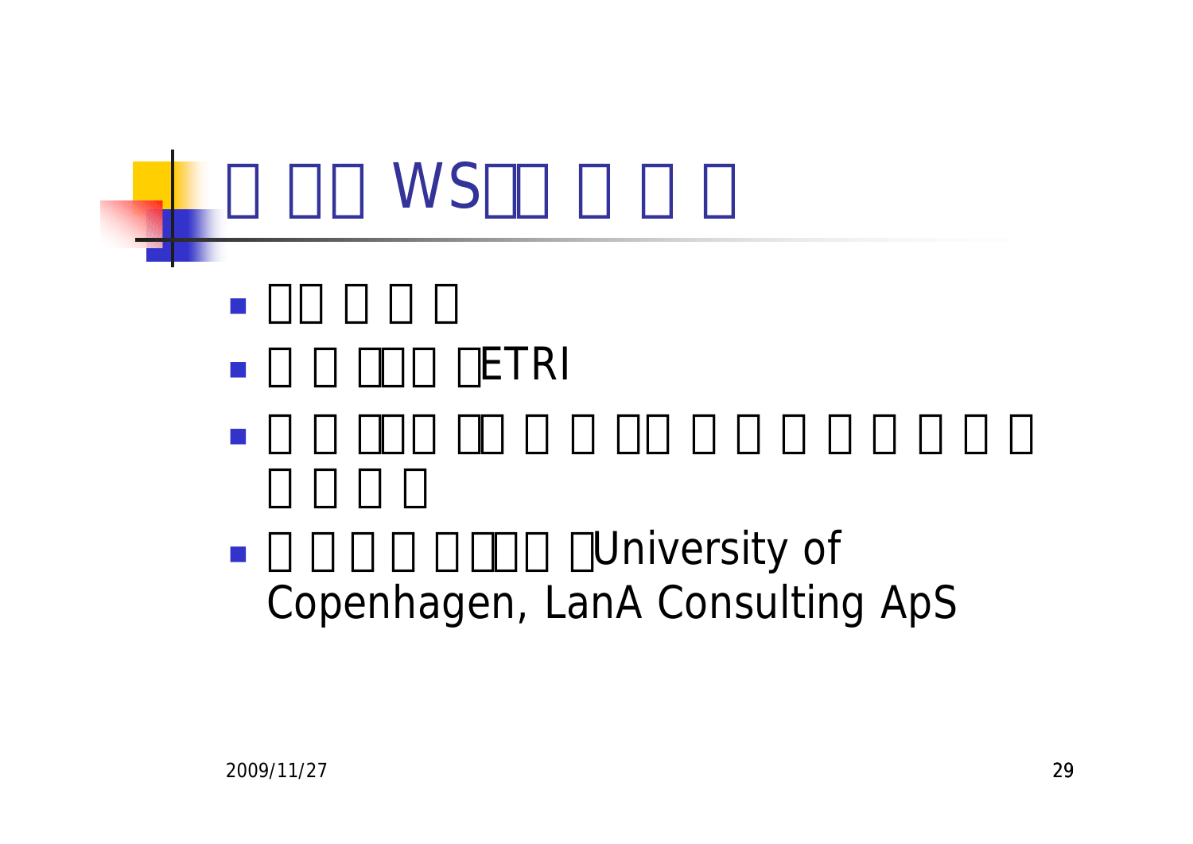# □ □□ WS□□ □ □ □

- □□ □ □ □
- □ □ □□□ □ETRI
- □ □ □□□ □□ □ □ □□ □ □ □ □ □ □ □ □ □ □ □ □
- □ □ □ □ □□□□ □University of Copenhagen, LanA Consulting ApS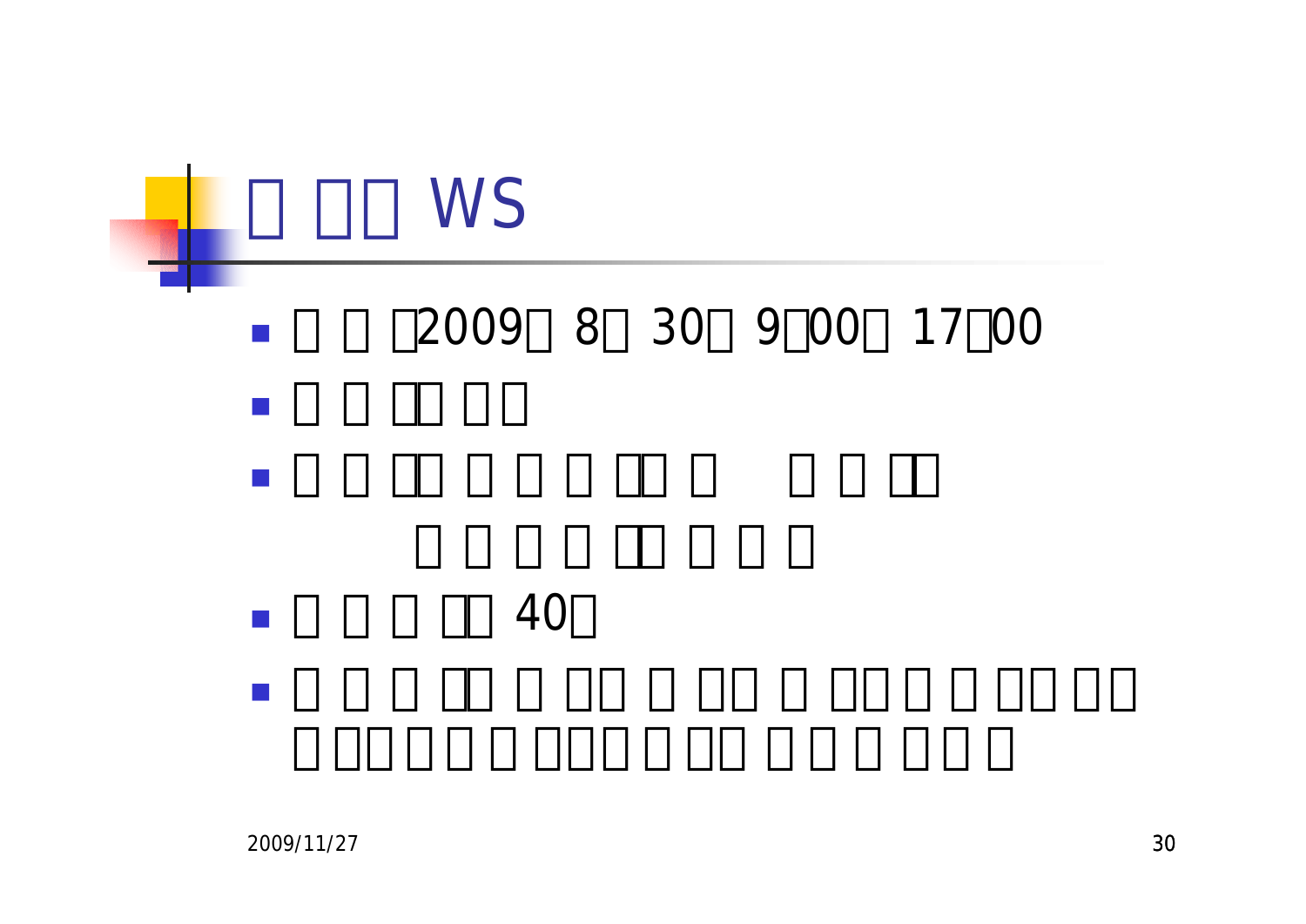# □ □□ WS

- □ □ □2009□ 8□ 30□ 9□00□ 17□00
- □ □ □□ □□
- □ □ □□ □ □ □ □□ □ □ □ □□

  □ □ □ □ □□ □ □ □
- □ □ □ □□ 40□
- □ □ □ □□ □ □□ □ □□ □ □□ □ □ □□ □□ □ □□ □ □ □ □□□ □ □□ □ □ □ □ □ □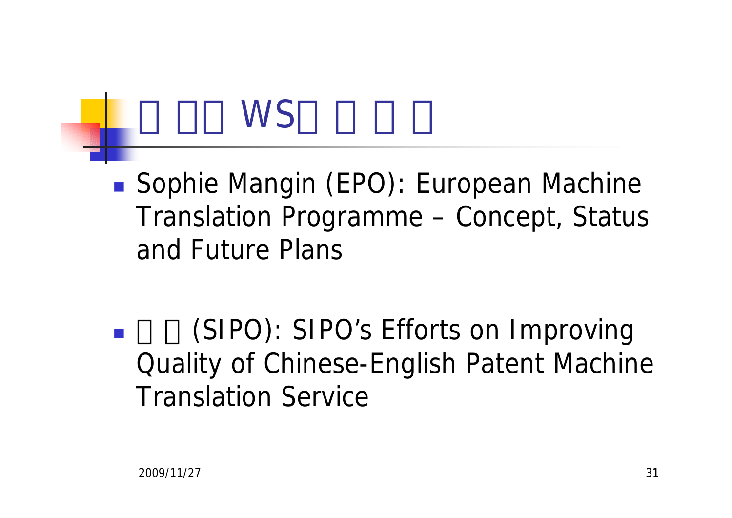# □ □□ WS□ □ □ □

- Sophie Mangin (EPO): European Machine Translation Programme – Concept, Status and Future Plans

- □ □ (SIPO): SIPO's Efforts on Improving Quality of Chinese-English Patent Machine Translation Service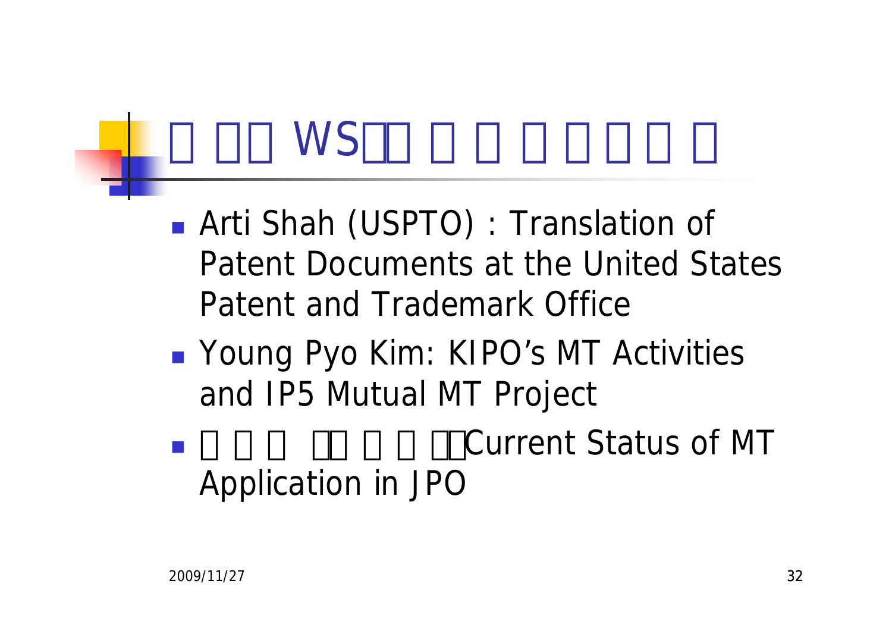# □ □□ WS□□ □ □ □ □□□ □

- Arti Shah (USPTO) : Translation of Patent Documents at the United States Patent and Trademark Office
- Young Pyo Kim: KIPO's MT Activities and IP5 Mutual MT Project
- □ □ □ □□ □ □ □□Current Status of MT Application in JPO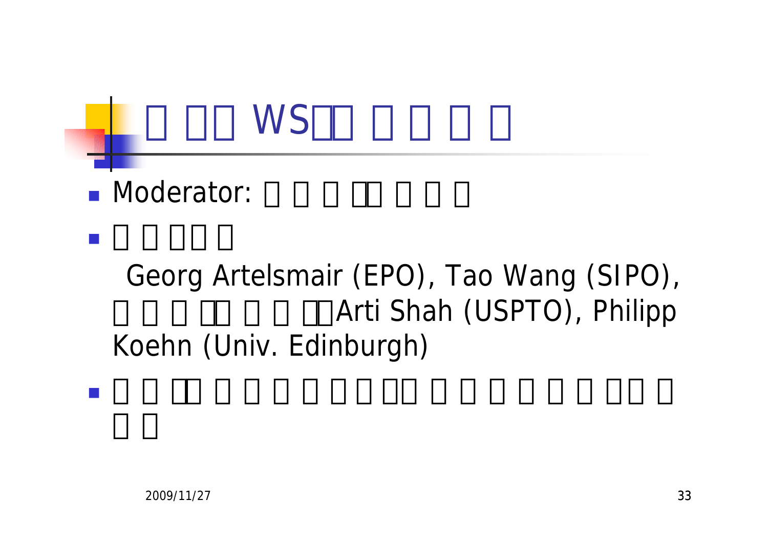# □ □□ WS□□ □ □ □ □

- Moderator: □ □ □ □□ □ □ □
- □ □ □□ □

  Georg Artelsmair (EPO), Tao Wang (SIPO), □ □ □ □□ □ □ □□Arti Shah (USPTO), Philipp Koehn (Univ. Edinburgh)
- □ □ □□ □ □ □ □ □ □□□ □ □ □ □ □ □ □□ □ □ □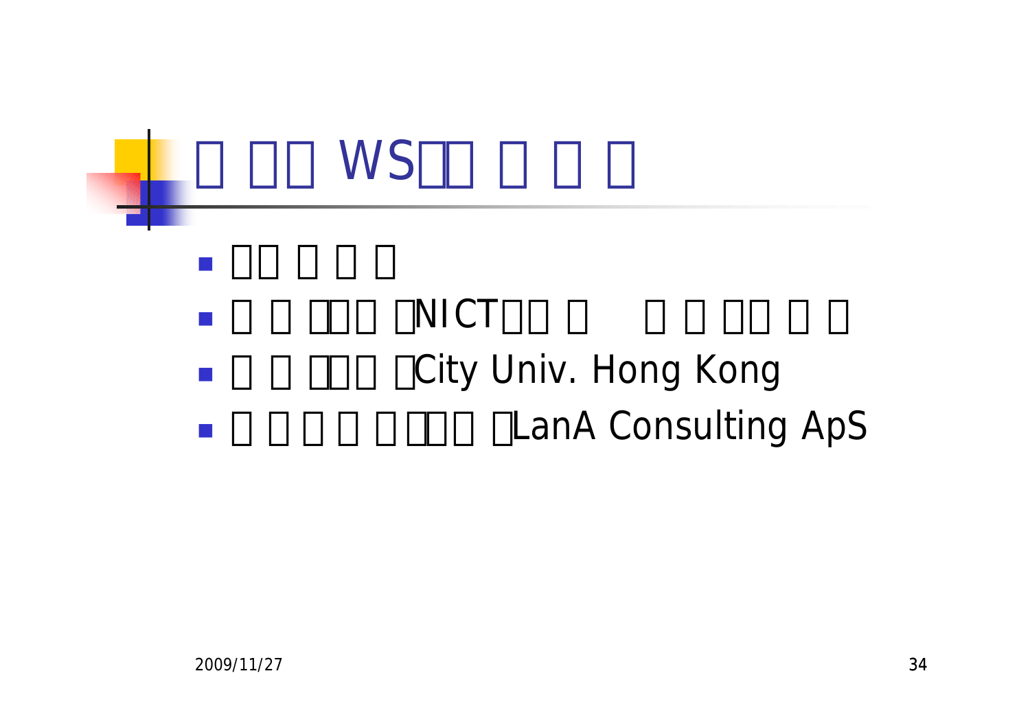# □ □□ WS□□ □ □ □

- □□ □ □ □
- □ □ □□□ □NICT□□ □　□ □ □□ □ □
- □ □ □□□ □City Univ. Hong Kong
- □ □ □ □ □ □□□ □LanA Consulting ApS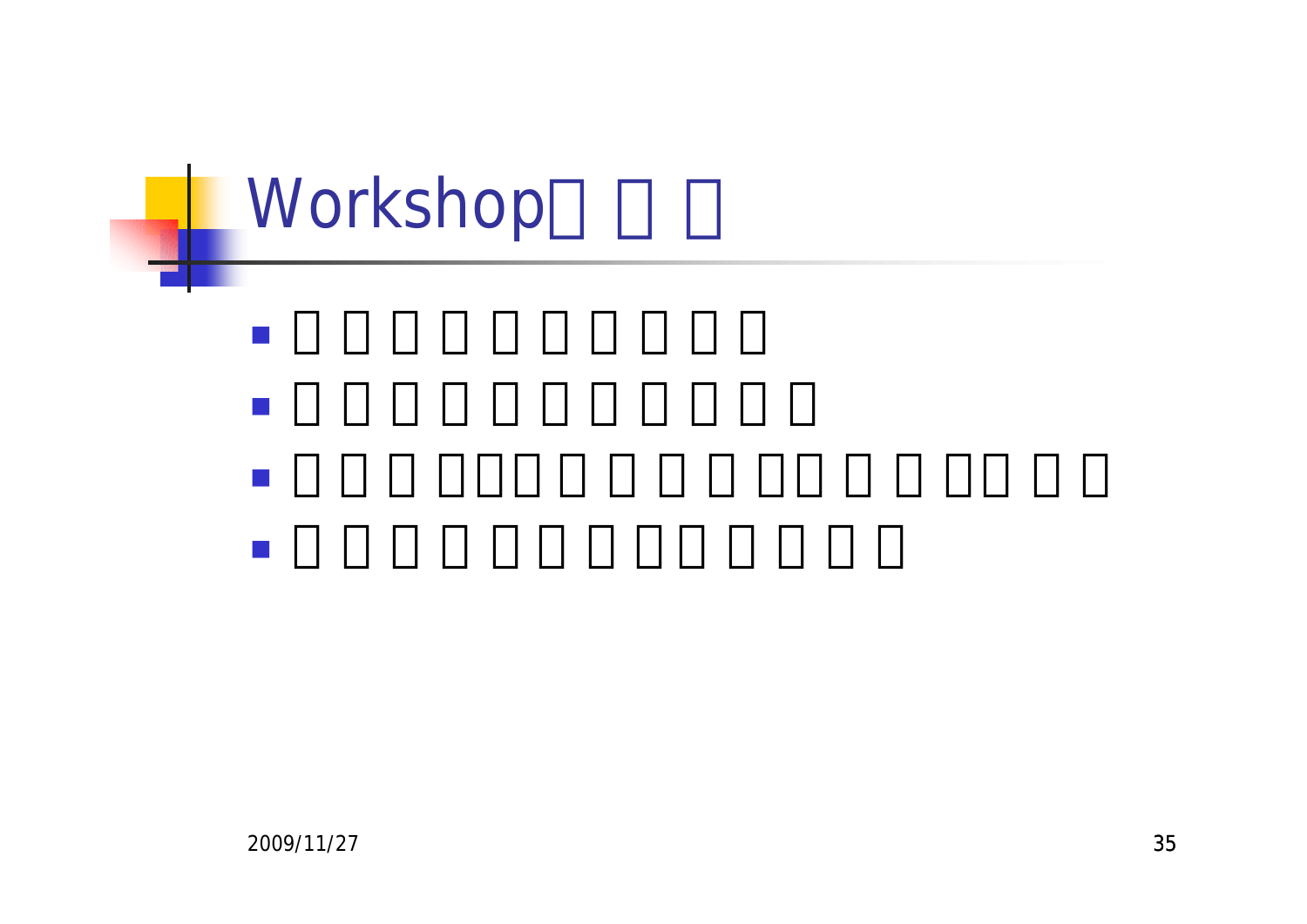# Workshop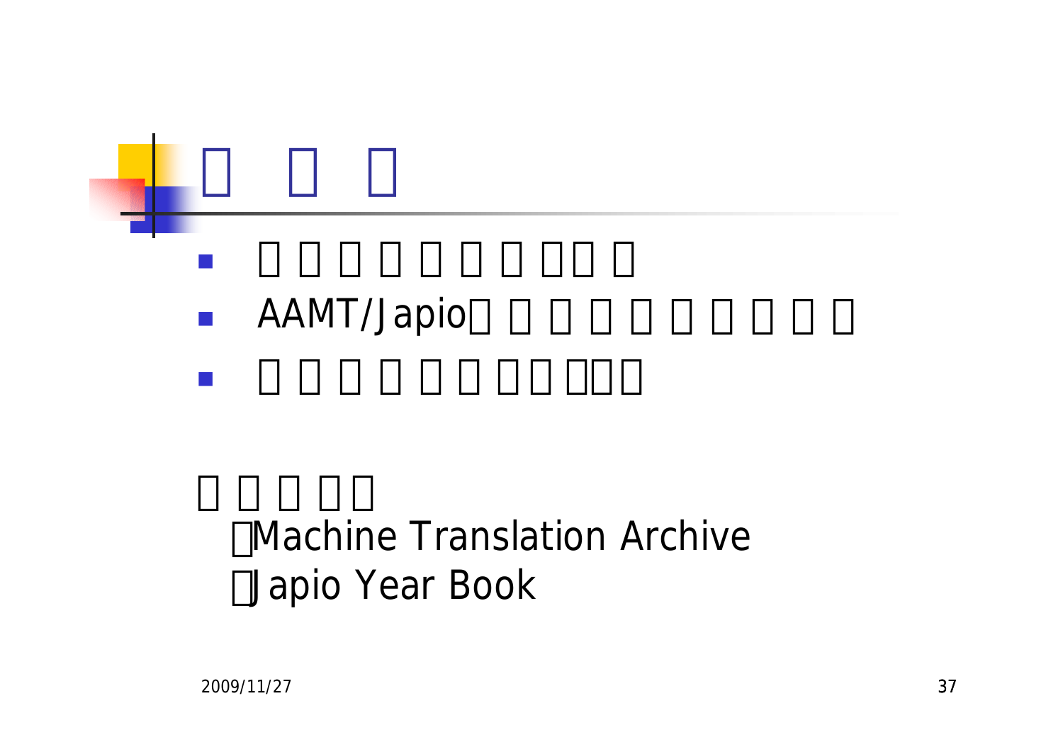- AAMT/Japio
- 

Machine Translation Archive
Japio Year Book